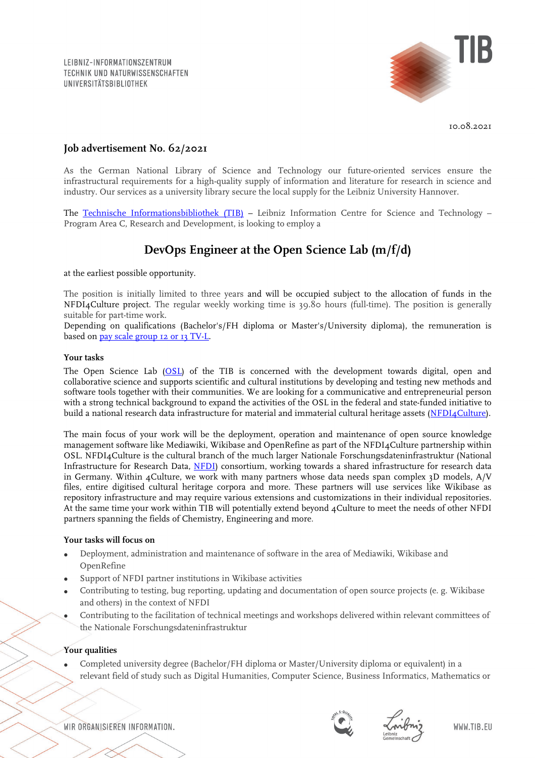LEIBNIZ-INFORMATIONSZENTRUM
TECHNIK UND NATURWISSENSCHAFTEN
UNIVERSITÄTSBIBLIOTHEK

10.08.2021

## Job advertisement No. 62/2021

As the German National Library of Science and Technology our future-oriented services ensure the infrastructural requirements for a high-quality supply of information and literature for research in science and industry. Our services as a university library secure the local supply for the Leibniz University Hannover.

The Technische Informationsbibliothek (TIB) – Leibniz Information Centre for Science and Technology – Program Area C, Research and Development, is looking to employ a

# DevOps Engineer at the Open Science Lab (m/f/d)

at the earliest possible opportunity.

The position is initially limited to three years and will be occupied subject to the allocation of funds in the NFDI4Culture project. The regular weekly working time is 39.80 hours (full-time). The position is generally suitable for part-time work.
Depending on qualifications (Bachelor's/FH diploma or Master's/University diploma), the remuneration is based on pay scale group 12 or 13 TV-L.

### Your tasks

The Open Science Lab (OSL) of the TIB is concerned with the development towards digital, open and collaborative science and supports scientific and cultural institutions by developing and testing new methods and software tools together with their communities. We are looking for a communicative and entrepreneurial person with a strong technical background to expand the activities of the OSL in the federal and state-funded initiative to build a national research data infrastructure for material and immaterial cultural heritage assets (NFDI4Culture).

The main focus of your work will be the deployment, operation and maintenance of open source knowledge management software like Mediawiki, Wikibase and OpenRefine as part of the NFDI4Culture partnership within OSL. NFDI4Culture is the cultural branch of the much larger Nationale Forschungsdateninfrastruktur (National Infrastructure for Research Data, NFDI) consortium, working towards a shared infrastructure for research data in Germany. Within 4Culture, we work with many partners whose data needs span complex 3D models, A/V files, entire digitised cultural heritage corpora and more. These partners will use services like Wikibase as repository infrastructure and may require various extensions and customizations in their individual repositories. At the same time your work within TIB will potentially extend beyond 4Culture to meet the needs of other NFDI partners spanning the fields of Chemistry, Engineering and more.

### Your tasks will focus on

- Deployment, administration and maintenance of software in the area of Mediawiki, Wikibase and OpenRefine
- Support of NFDI partner institutions in Wikibase activities
- Contributing to testing, bug reporting, updating and documentation of open source projects (e. g. Wikibase and others) in the context of NFDI
- Contributing to the facilitation of technical meetings and workshops delivered within relevant committees of the Nationale Forschungsdateninfrastruktur

### Your qualities

- Completed university degree (Bachelor/FH diploma or Master/University diploma or equivalent) in a relevant field of study such as Digital Humanities, Computer Science, Business Informatics, Mathematics or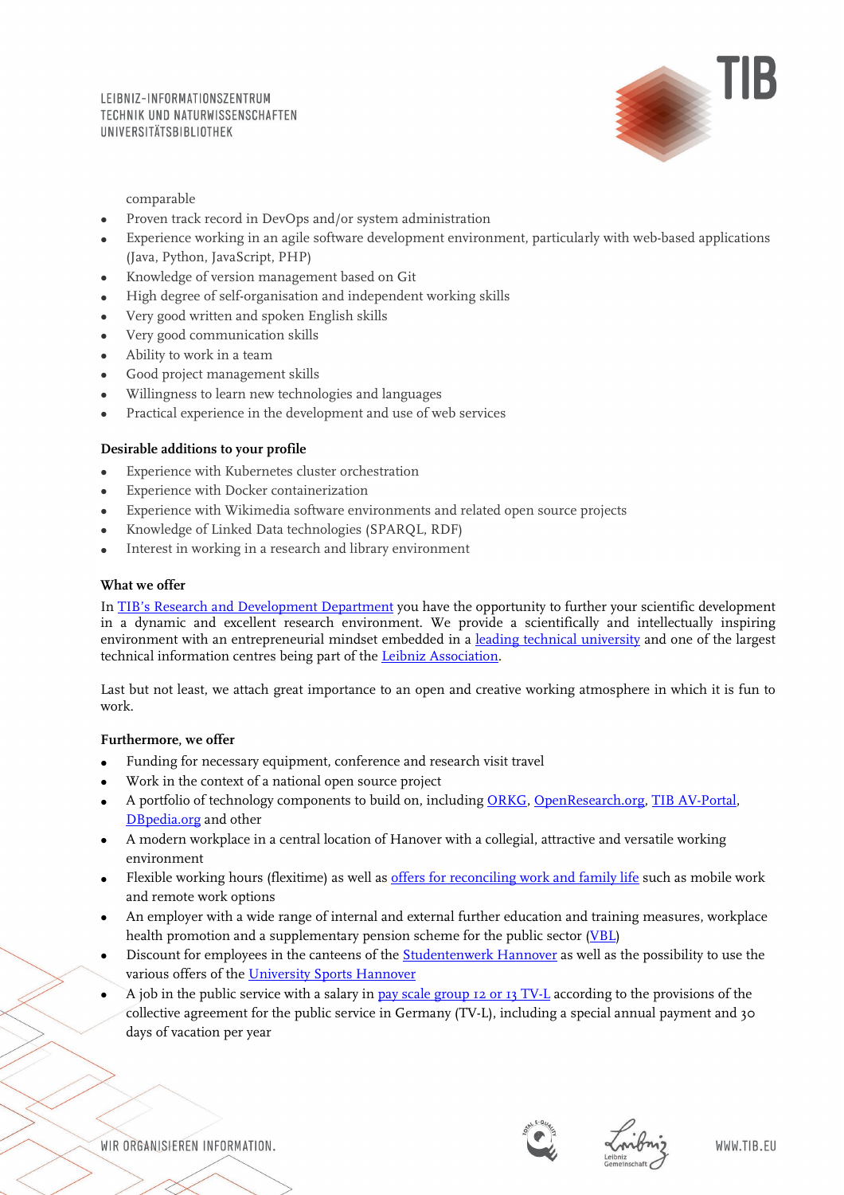comparable

- Proven track record in DevOps and/or system administration
- Experience working in an agile software development environment, particularly with web-based applications (Java, Python, JavaScript, PHP)
- Knowledge of version management based on Git
- High degree of self-organisation and independent working skills
- Very good written and spoken English skills
- Very good communication skills
- Ability to work in a team
- Good project management skills
- Willingness to learn new technologies and languages
- Practical experience in the development and use of web services

**Desirable additions to your profile**

- Experience with Kubernetes cluster orchestration
- Experience with Docker containerization
- Experience with Wikimedia software environments and related open source projects
- Knowledge of Linked Data technologies (SPARQL, RDF)
- Interest in working in a research and library environment

**What we offer**

In TIB's Research and Development Department you have the opportunity to further your scientific development in a dynamic and excellent research environment. We provide a scientifically and intellectually inspiring environment with an entrepreneurial mindset embedded in a leading technical university and one of the largest technical information centres being part of the Leibniz Association.

Last but not least, we attach great importance to an open and creative working atmosphere in which it is fun to work.

**Furthermore, we offer**

- Funding for necessary equipment, conference and research visit travel
- Work in the context of a national open source project
- A portfolio of technology components to build on, including ORKG, OpenResearch.org, TIB AV-Portal, DBpedia.org and other
- A modern workplace in a central location of Hanover with a collegial, attractive and versatile working environment
- Flexible working hours (flexitime) as well as offers for reconciling work and family life such as mobile work and remote work options
- An employer with a wide range of internal and external further education and training measures, workplace health promotion and a supplementary pension scheme for the public sector (VBL)
- Discount for employees in the canteens of the Studentenwerk Hannover as well as the possibility to use the various offers of the University Sports Hannover
- A job in the public service with a salary in pay scale group 12 or 13 TV-L according to the provisions of the collective agreement for the public service in Germany (TV-L), including a special annual payment and 30 days of vacation per year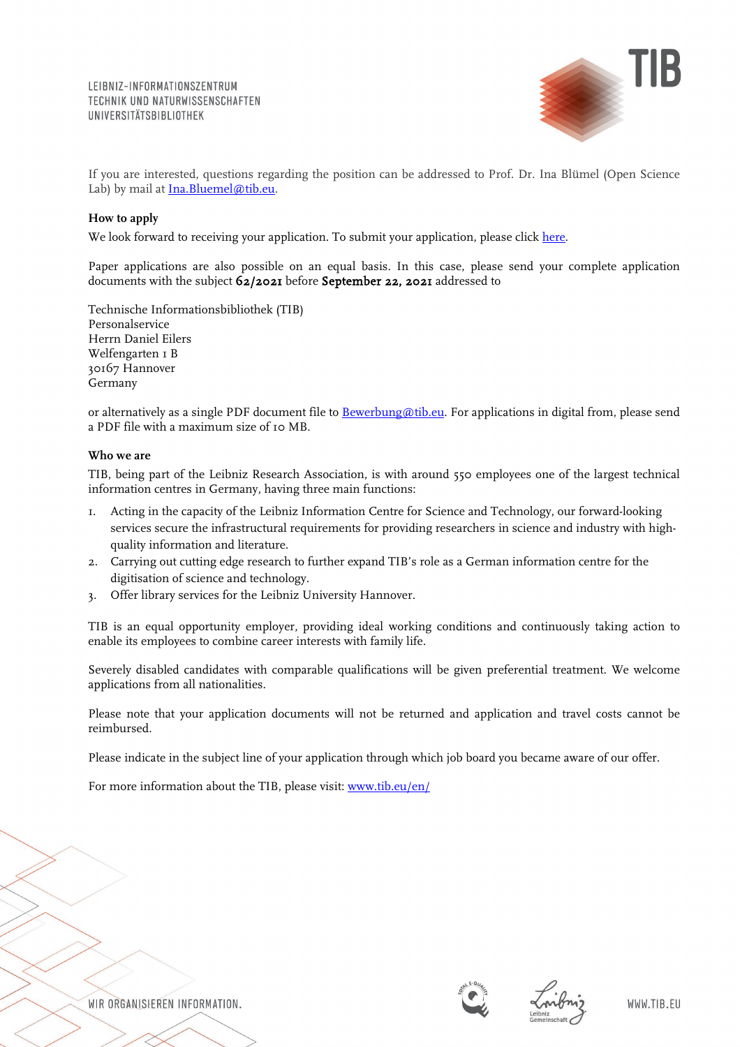If you are interested, questions regarding the position can be addressed to Prof. Dr. Ina Blümel (Open Science Lab) by mail at Ina.Bluemel@tib.eu.

**How to apply**

We look forward to receiving your application. To submit your application, please click here.

Paper applications are also possible on an equal basis. In this case, please send your complete application documents with the subject **62/2021** before **September 22, 2021** addressed to

Technische Informationsbibliothek (TIB)
Personalservice
Herrn Daniel Eilers
Welfengarten 1 B
30167 Hannover
Germany

or alternatively as a single PDF document file to Bewerbung@tib.eu. For applications in digital from, please send a PDF file with a maximum size of 10 MB.

**Who we are**

TIB, being part of the Leibniz Research Association, is with around 550 employees one of the largest technical information centres in Germany, having three main functions:

1. Acting in the capacity of the Leibniz Information Centre for Science and Technology, our forward-looking services secure the infrastructural requirements for providing researchers in science and industry with high-quality information and literature.
2. Carrying out cutting edge research to further expand TIB's role as a German information centre for the digitisation of science and technology.
3. Offer library services for the Leibniz University Hannover.

TIB is an equal opportunity employer, providing ideal working conditions and continuously taking action to enable its employees to combine career interests with family life.

Severely disabled candidates with comparable qualifications will be given preferential treatment. We welcome applications from all nationalities.

Please note that your application documents will not be returned and application and travel costs cannot be reimbursed.

Please indicate in the subject line of your application through which job board you became aware of our offer.

For more information about the TIB, please visit: www.tib.eu/en/